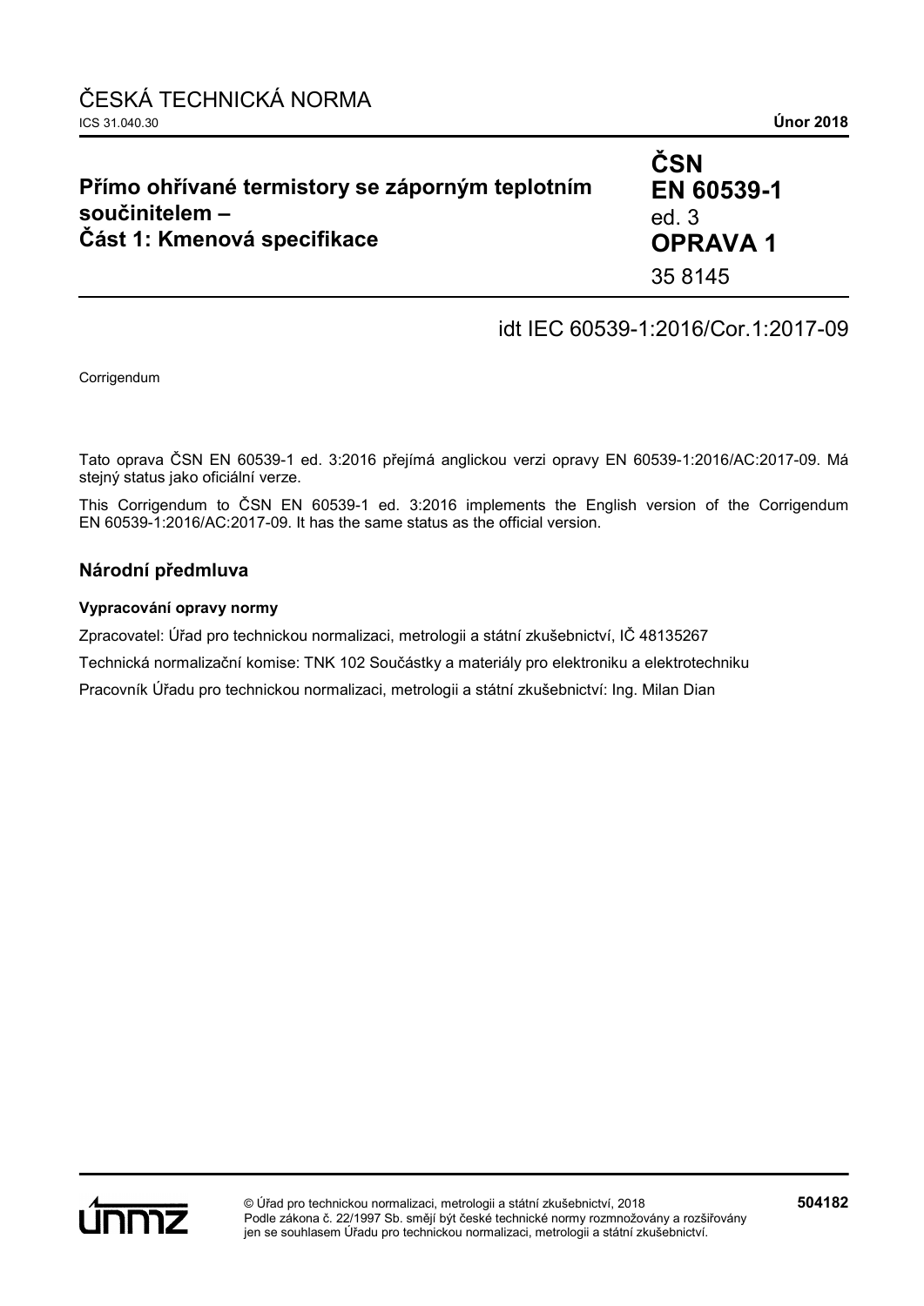ČESKÁ TECHNICKÁ NORMA

ICS 31.040.30 **Únor 2018**

# Přímo ohřívané termistory se záporným teplotním součinitelem – Část 1: Kmenová specifikace

**ČSN EN 60539-1** ed. 3 **OPRAVA 1**

35 8145

idt IEC 60539-1:2016/Cor.1:2017-09

Corrigendum

Tato oprava ČSN EN 60539-1 ed. 3:2016 přejímá anglickou verzi opravy EN 60539-1:2016/AC:2017-09. Má stejný status jako oficiální verze.

This Corrigendum to ČSN EN 60539-1 ed. 3:2016 implements the English version of the Corrigendum EN 60539-1:2016/AC:2017-09. It has the same status as the official version.

## Národní předmluva

### Vypracování opravy normy

Zpracovatel: Úřad pro technickou normalizaci, metrologii a státní zkušebnictví, IČ 48135267

Technická normalizační komise: TNK 102 Součástky a materiály pro elektroniku a elektrotechniku

Pracovník Úřadu pro technickou normalizaci, metrologii a státní zkušebnictví: Ing. Milan Dian

© Úřad pro technickou normalizaci, metrologii a státní zkušebnictví, 2018
Podle zákona č. 22/1997 Sb. smějí být české technické normy rozmnožovány a rozšiřovány jen se souhlasem Úřadu pro technickou normalizaci, metrologii a státní zkušebnictví.

**504182**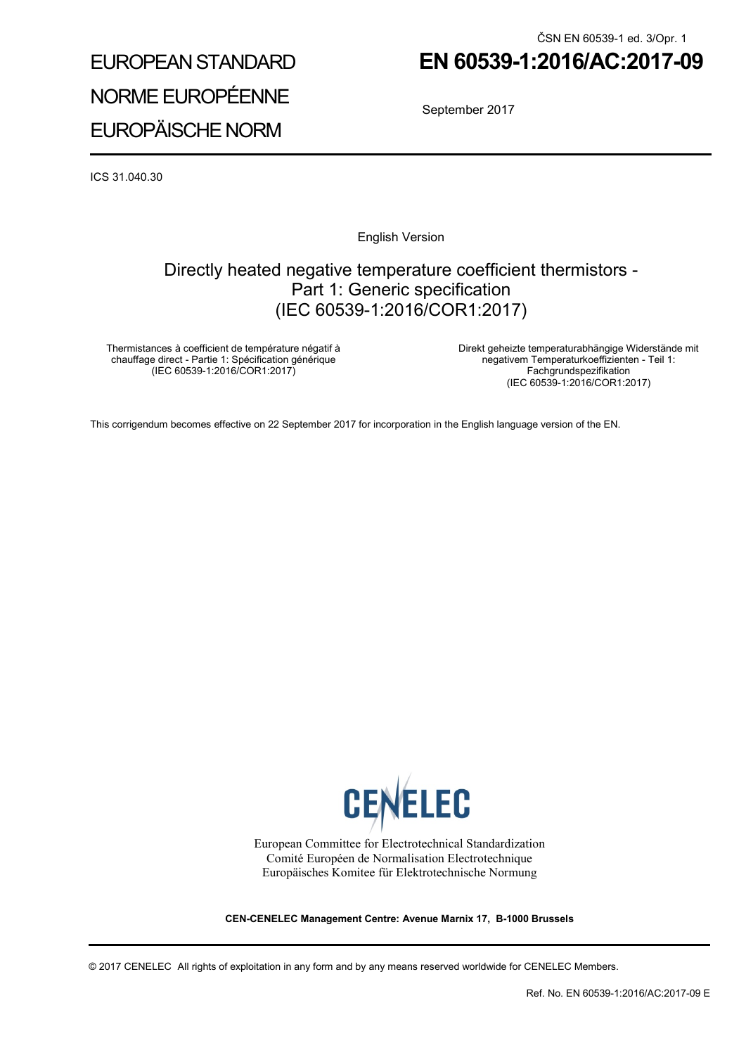ČSN EN 60539-1 ed. 3/Opr. 1

EUROPEAN STANDARD

NORME EUROPÉENNE

EUROPÄISCHE NORM

# EN 60539-1:2016/AC:2017-09

September 2017

ICS 31.040.30

English Version

## Directly heated negative temperature coefficient thermistors - Part 1: Generic specification (IEC 60539-1:2016/COR1:2017)

Thermistances à coefficient de température négatif à chauffage direct - Partie 1: Spécification générique (IEC 60539-1:2016/COR1:2017)

Direkt geheizte temperaturabhängige Widerstände mit negativem Temperaturkoeffizienten - Teil 1: Fachgrundspezifikation (IEC 60539-1:2016/COR1:2017)

This corrigendum becomes effective on 22 September 2017 for incorporation in the English language version of the EN.

CENELEC

European Committee for Electrotechnical Standardization
Comité Européen de Normalisation Electrotechnique
Europäisches Komitee für Elektrotechnische Normung

**CEN-CENELEC Management Centre: Avenue Marnix 17, B-1000 Brussels**

© 2017 CENELEC All rights of exploitation in any form and by any means reserved worldwide for CENELEC Members.

Ref. No. EN 60539-1:2016/AC:2017-09 E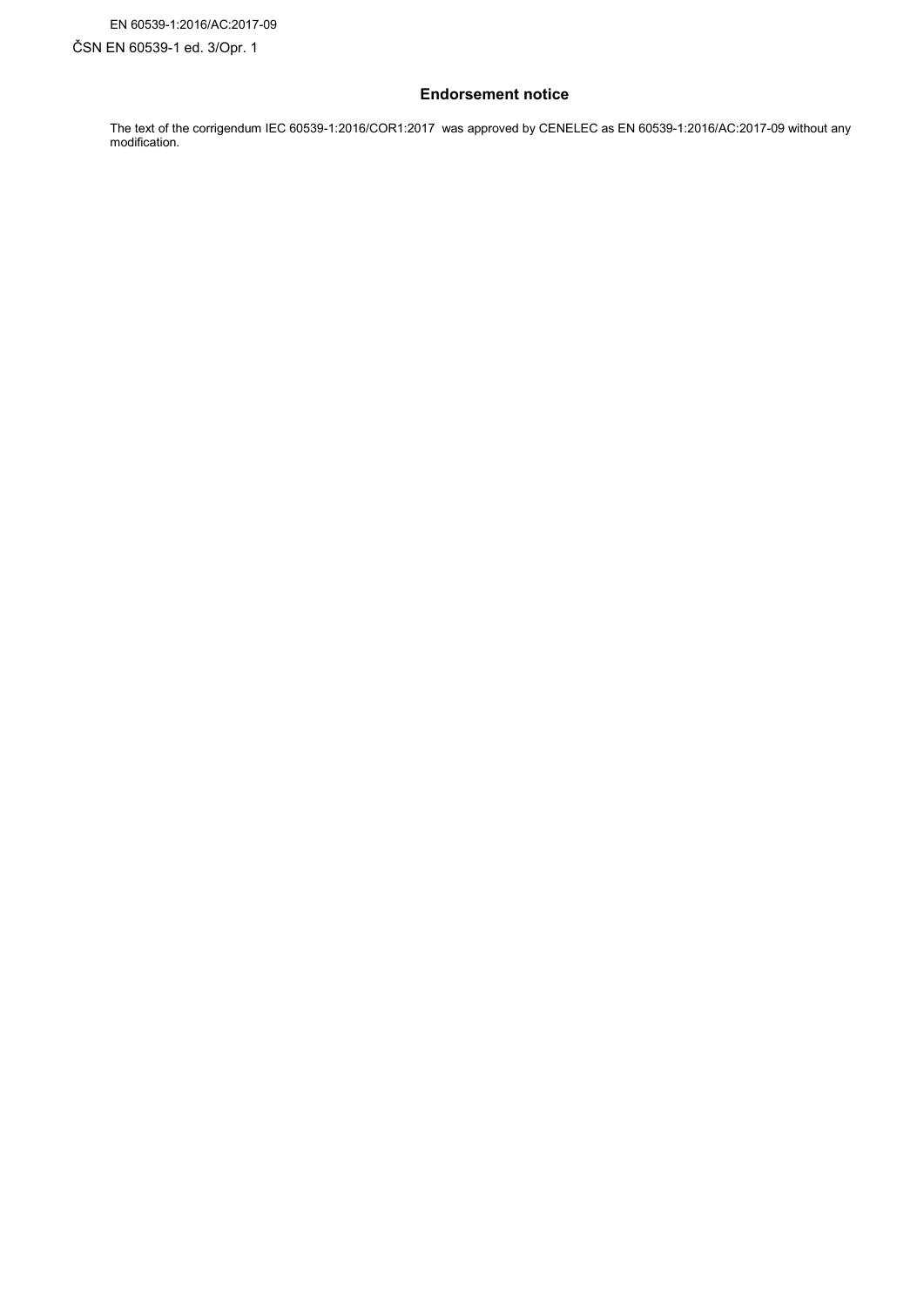## Endorsement notice

The text of the corrigendum IEC 60539-1:2016/COR1:2017 was approved by CENELEC as EN 60539-1:2016/AC:2017-09 without any modification.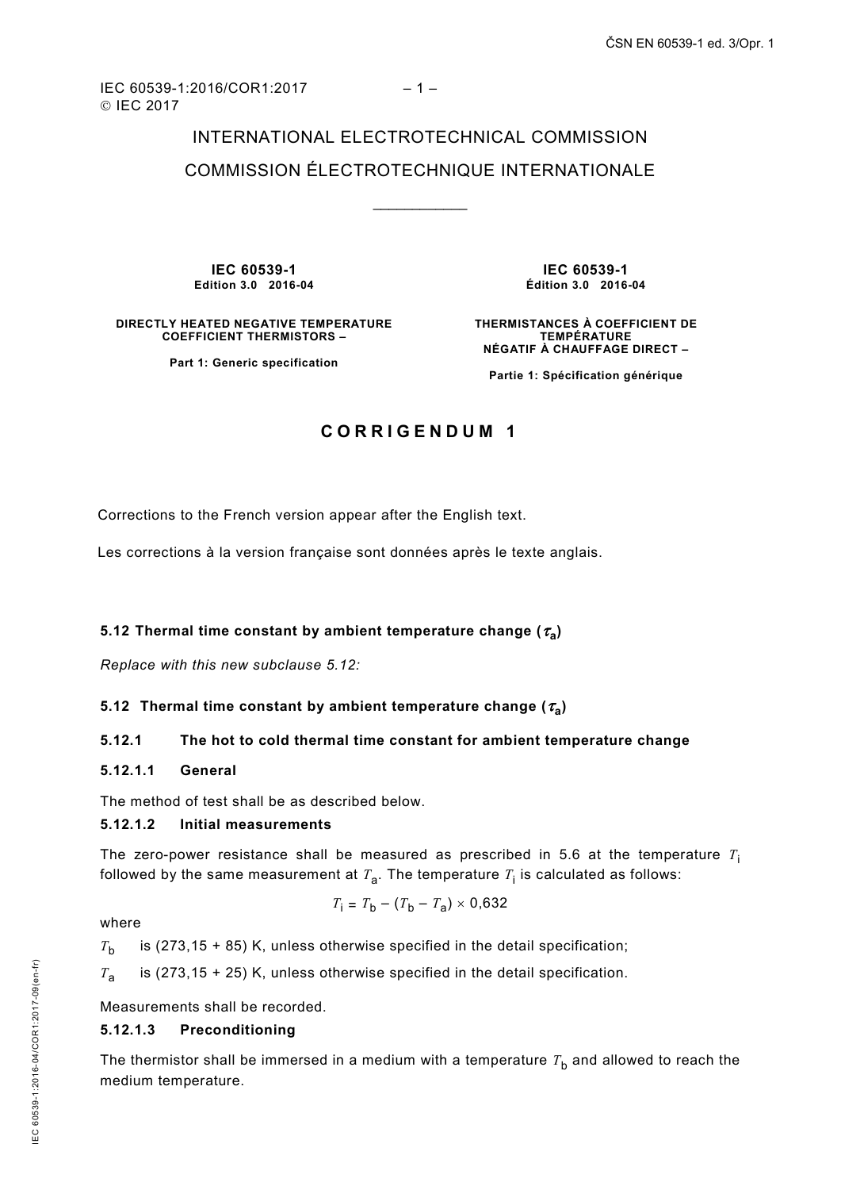INTERNATIONAL ELECTROTECHNICAL COMMISSION

COMMISSION ÉLECTROTECHNIQUE INTERNATIONALE

____________

**IEC 60539-1**
**Edition 3.0 2016-04**

**DIRECTLY HEATED NEGATIVE TEMPERATURE COEFFICIENT THERMISTORS –**

**Part 1: Generic specification**

**IEC 60539-1**
**Édition 3.0 2016-04**

**THERMISTANCES À COEFFICIENT DE TEMPÉRATURE NÉGATIF À CHAUFFAGE DIRECT –**

**Partie 1: Spécification générique**

## CORRIGENDUM 1

Corrections to the French version appear after the English text.

Les corrections à la version française sont données après le texte anglais.

**5.12 Thermal time constant by ambient temperature change ($\tau_a$)**

*Replace with this new subclause 5.12:*

### 5.12 Thermal time constant by ambient temperature change ($\tau_a$)

#### 5.12.1 The hot to cold thermal time constant for ambient temperature change

##### 5.12.1.1 General

The method of test shall be as described below.

##### 5.12.1.2 Initial measurements

The zero-power resistance shall be measured as prescribed in 5.6 at the temperature $T_i$ followed by the same measurement at $T_a$. The temperature $T_i$ is calculated as follows:

$$T_i = T_b - (T_b - T_a) \times 0{,}632$$

where

$T_b$ is (273,15 + 85) K, unless otherwise specified in the detail specification;

$T_a$ is (273,15 + 25) K, unless otherwise specified in the detail specification.

Measurements shall be recorded.

##### 5.12.1.3 Preconditioning

The thermistor shall be immersed in a medium with a temperature $T_b$ and allowed to reach the medium temperature.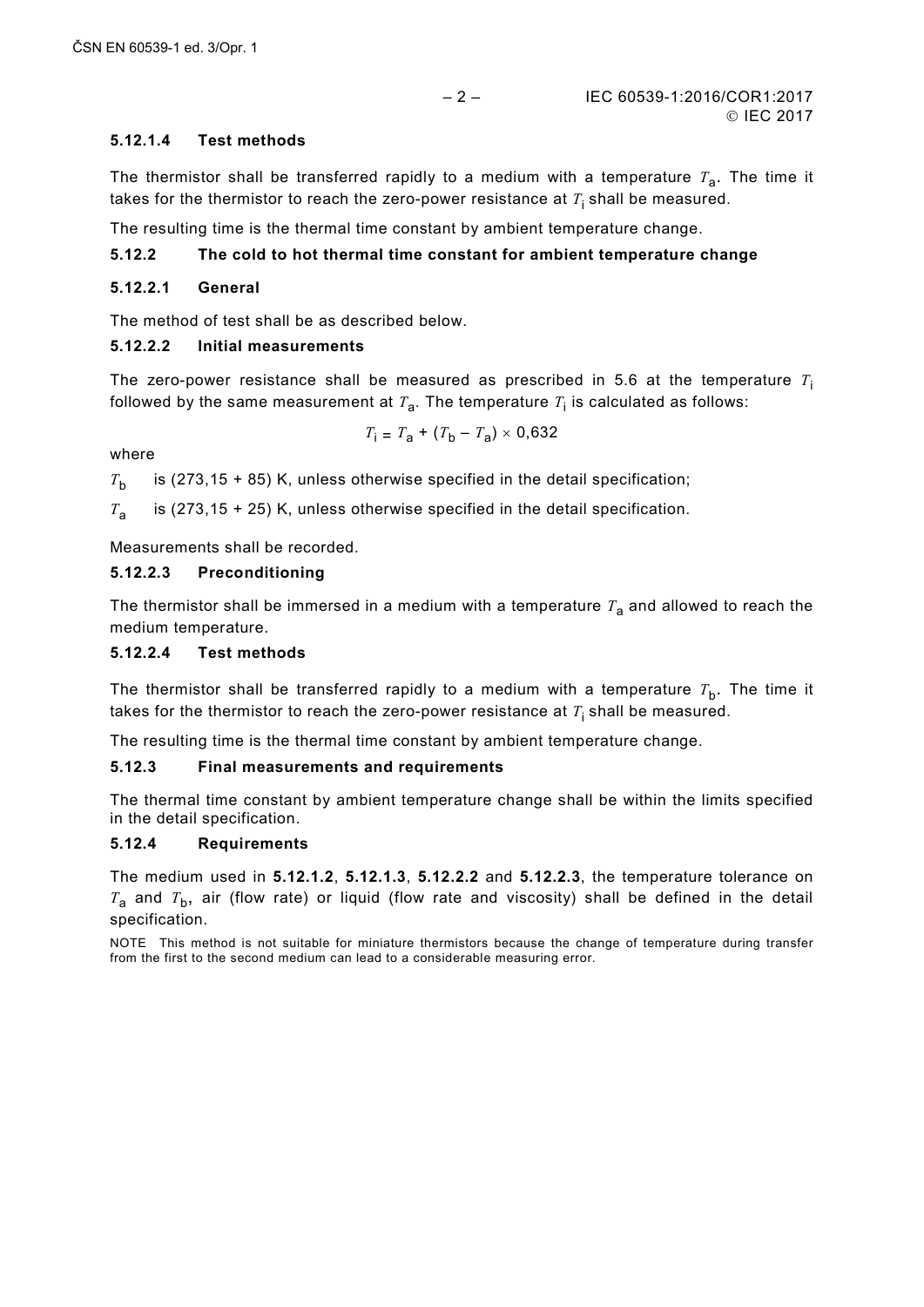#### 5.12.1.4 Test methods

The thermistor shall be transferred rapidly to a medium with a temperature $T_a$. The time it takes for the thermistor to reach the zero-power resistance at $T_i$ shall be measured.

The resulting time is the thermal time constant by ambient temperature change.

### 5.12.2 The cold to hot thermal time constant for ambient temperature change

#### 5.12.2.1 General

The method of test shall be as described below.

#### 5.12.2.2 Initial measurements

The zero-power resistance shall be measured as prescribed in 5.6 at the temperature $T_i$ followed by the same measurement at $T_a$. The temperature $T_i$ is calculated as follows:

$$T_i = T_a + (T_b - T_a) \times 0{,}632$$

where

$T_b$ is (273,15 + 85) K, unless otherwise specified in the detail specification;

$T_a$ is (273,15 + 25) K, unless otherwise specified in the detail specification.

Measurements shall be recorded.

#### 5.12.2.3 Preconditioning

The thermistor shall be immersed in a medium with a temperature $T_a$ and allowed to reach the medium temperature.

#### 5.12.2.4 Test methods

The thermistor shall be transferred rapidly to a medium with a temperature $T_b$. The time it takes for the thermistor to reach the zero-power resistance at $T_i$ shall be measured.

The resulting time is the thermal time constant by ambient temperature change.

### 5.12.3 Final measurements and requirements

The thermal time constant by ambient temperature change shall be within the limits specified in the detail specification.

### 5.12.4 Requirements

The medium used in **5.12.1.2**, **5.12.1.3**, **5.12.2.2** and **5.12.2.3**, the temperature tolerance on $T_a$ and $T_b$, air (flow rate) or liquid (flow rate and viscosity) shall be defined in the detail specification.

NOTE This method is not suitable for miniature thermistors because the change of temperature during transfer from the first to the second medium can lead to a considerable measuring error.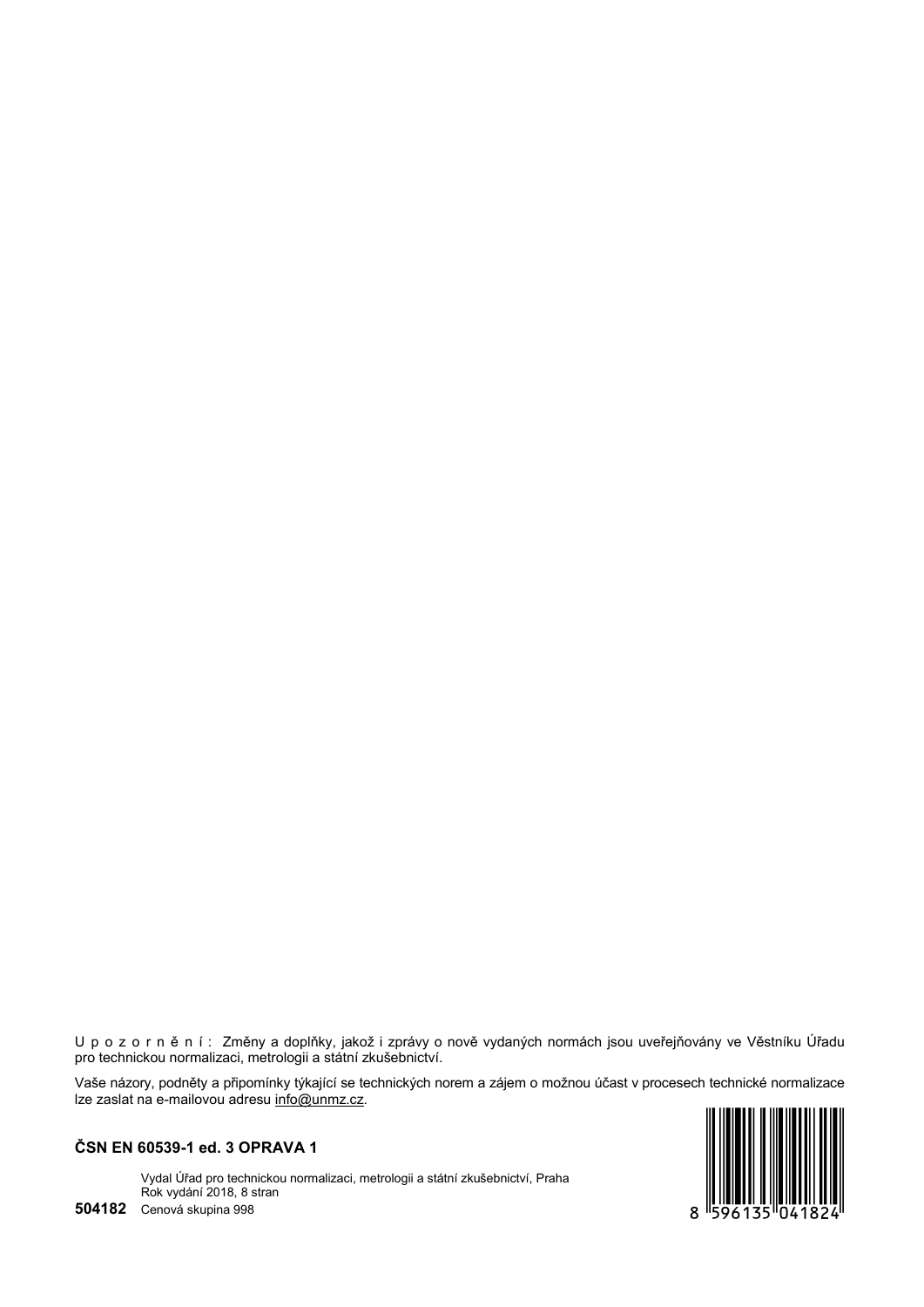U p o z o r n ě n í : Změny a doplňky, jakož i zprávy o nově vydaných normách jsou uveřejňovány ve Věstníku Úřadu pro technickou normalizaci, metrologii a státní zkušebnictví.

Vaše názory, podněty a připomínky týkající se technických norem a zájem o možnou účast v procesech technické normalizace lze zaslat na e-mailovou adresu info@unmz.cz.

**ČSN EN 60539-1 ed. 3 OPRAVA 1**

Vydal Úřad pro technickou normalizaci, metrologii a státní zkušebnictví, Praha
Rok vydání 2018, 8 stran

**504182** Cenová skupina 998

8 596135 041824